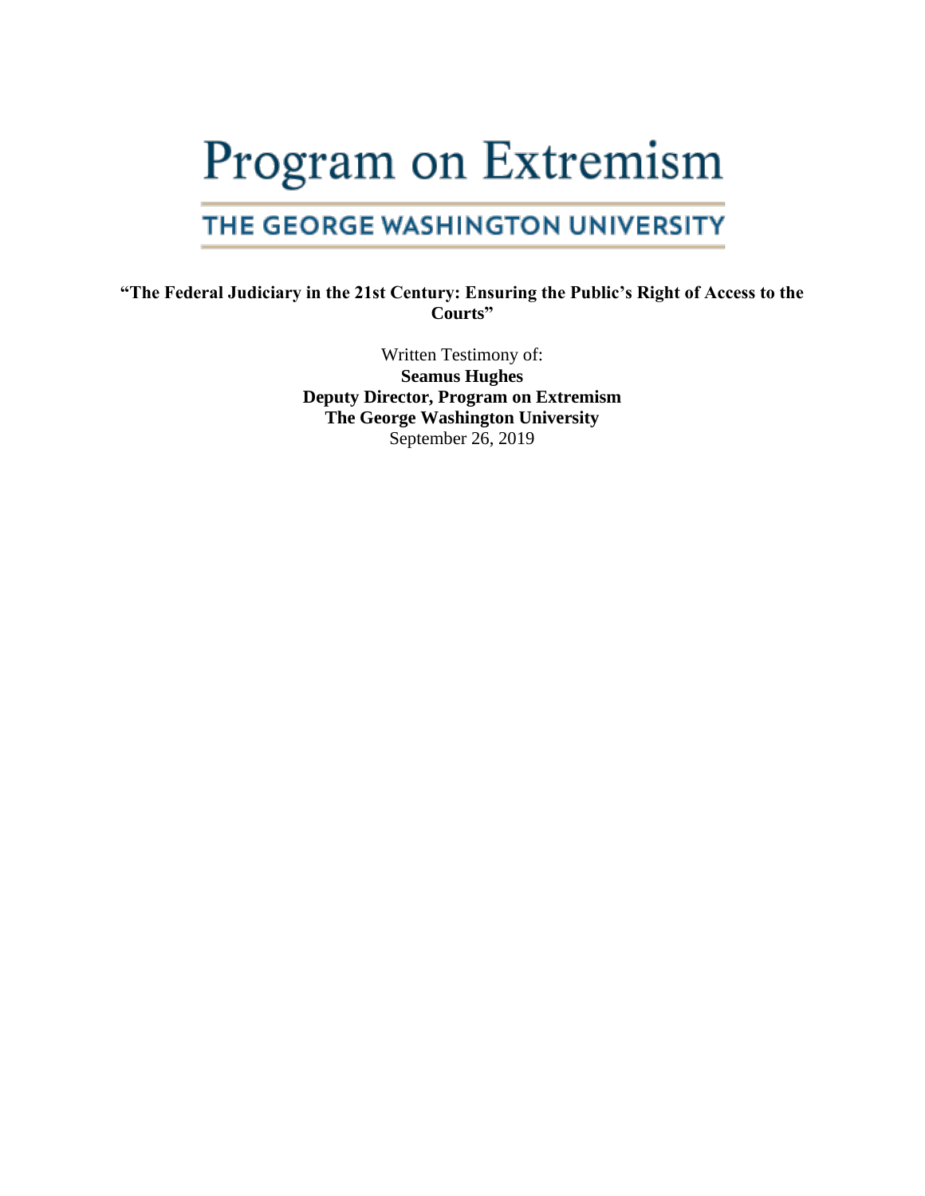# Program on Extremism

## THE GEORGE WASHINGTON UNIVERSITY

**"The Federal Judiciary in the 21st Century: Ensuring the Public's Right of Access to the Courts"**

Written Testimony of:
**Seamus Hughes**
**Deputy Director, Program on Extremism**
**The George Washington University**
September 26, 2019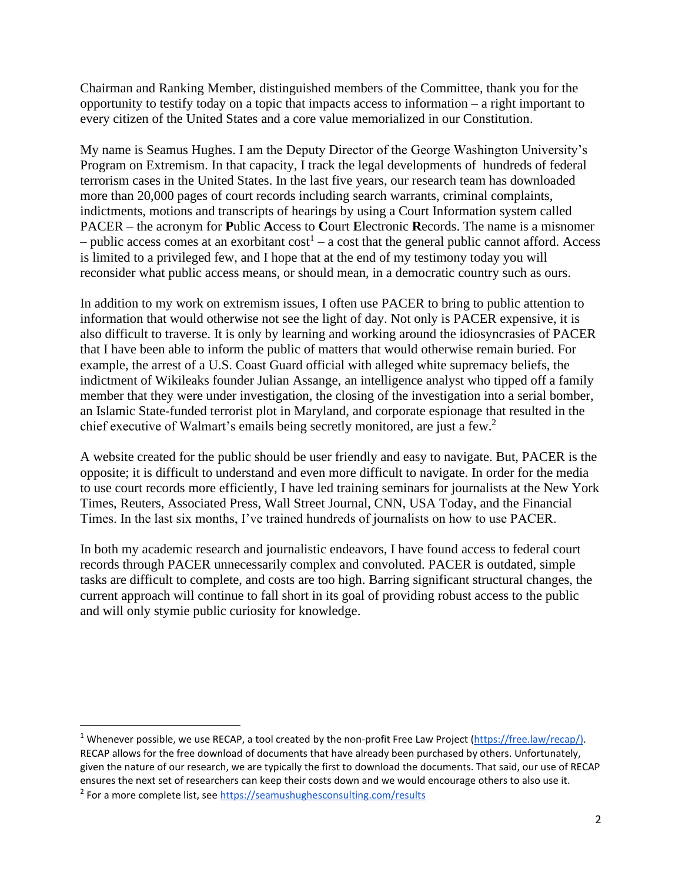Chairman and Ranking Member, distinguished members of the Committee, thank you for the opportunity to testify today on a topic that impacts access to information – a right important to every citizen of the United States and a core value memorialized in our Constitution.

My name is Seamus Hughes. I am the Deputy Director of the George Washington University's Program on Extremism. In that capacity, I track the legal developments of hundreds of federal terrorism cases in the United States. In the last five years, our research team has downloaded more than 20,000 pages of court records including search warrants, criminal complaints, indictments, motions and transcripts of hearings by using a Court Information system called PACER – the acronym for **P**ublic **A**ccess to **C**ourt **E**lectronic **R**ecords. The name is a misnomer – public access comes at an exorbitant cost[1] – a cost that the general public cannot afford. Access is limited to a privileged few, and I hope that at the end of my testimony today you will reconsider what public access means, or should mean, in a democratic country such as ours.

In addition to my work on extremism issues, I often use PACER to bring to public attention to information that would otherwise not see the light of day. Not only is PACER expensive, it is also difficult to traverse. It is only by learning and working around the idiosyncrasies of PACER that I have been able to inform the public of matters that would otherwise remain buried. For example, the arrest of a U.S. Coast Guard official with alleged white supremacy beliefs, the indictment of Wikileaks founder Julian Assange, an intelligence analyst who tipped off a family member that they were under investigation, the closing of the investigation into a serial bomber, an Islamic State-funded terrorist plot in Maryland, and corporate espionage that resulted in the chief executive of Walmart's emails being secretly monitored, are just a few.[2]

A website created for the public should be user friendly and easy to navigate. But, PACER is the opposite; it is difficult to understand and even more difficult to navigate. In order for the media to use court records more efficiently, I have led training seminars for journalists at the New York Times, Reuters, Associated Press, Wall Street Journal, CNN, USA Today, and the Financial Times. In the last six months, I've trained hundreds of journalists on how to use PACER.

In both my academic research and journalistic endeavors, I have found access to federal court records through PACER unnecessarily complex and convoluted. PACER is outdated, simple tasks are difficult to complete, and costs are too high. Barring significant structural changes, the current approach will continue to fall short in its goal of providing robust access to the public and will only stymie public curiosity for knowledge.

---

[1] Whenever possible, we use RECAP, a tool created by the non-profit Free Law Project (https://free.law/recap/). RECAP allows for the free download of documents that have already been purchased by others. Unfortunately, given the nature of our research, we are typically the first to download the documents. That said, our use of RECAP ensures the next set of researchers can keep their costs down and we would encourage others to also use it.

[2] For a more complete list, see https://seamushughesconsulting.com/results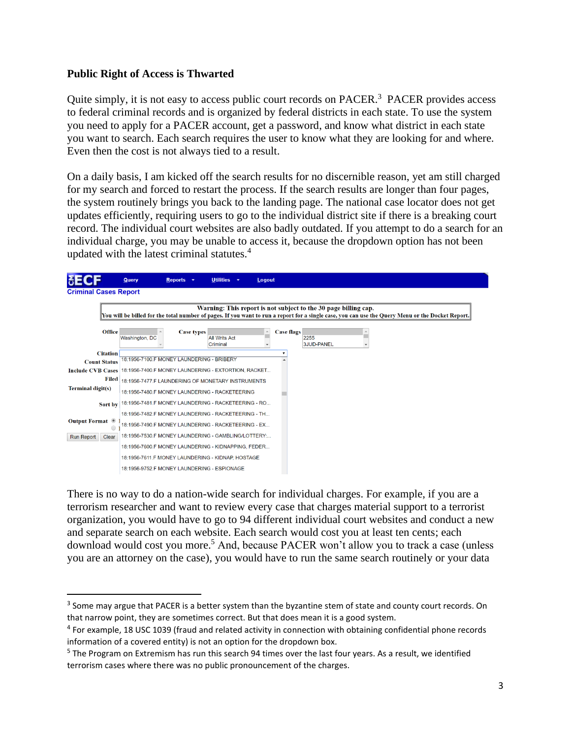**Public Right of Access is Thwarted**

Quite simply, it is not easy to access public court records on PACER.[3] PACER provides access to federal criminal records and is organized by federal districts in each state. To use the system you need to apply for a PACER account, get a password, and know what district in each state you want to search. Each search requires the user to know what they are looking for and where. Even then the cost is not always tied to a result.

On a daily basis, I am kicked off the search results for no discernible reason, yet am still charged for my search and forced to restart the process. If the search results are longer than four pages, the system routinely brings you back to the landing page. The national case locator does not get updates efficiently, requiring users to go to the individual district site if there is a breaking court record. The individual court websites are also badly outdated. If you attempt to do a search for an individual charge, you may be unable to access it, because the dropdown option has not been updated with the latest criminal statutes.[4]

ECF | Query | Reports | Utilities | Logout

Criminal Cases Report

Warning: This report is not subject to the 30 page billing cap.
You will be billed for the total number of pages. If you want to run a report for a single case, you can use the Query Menu or the Docket Report.

Office: Washington, DC
Case types: All Writs Act, Criminal
Case flags: 2255, 3JUD-PANEL

Citation
Count Status
Include CVB Cases
Filed
Terminal digit(s)
Sort by
Output Format

Run Report | Clear

18:1956-7100.F MONEY LAUNDERING - BRIBERY
18:1956-7400.F MONEY LAUNDERING - EXTORTION, RACKET...
18:1956-7477.F LAUNDERING OF MONETARY INSTRUMENTS
18:1956-7480.F MONEY LAUNDERING - RACKETEERING
18:1956-7481.F MONEY LAUNDERING - RACKETEERING - RO...
18:1956-7482.F MONEY LAUNDERING - RACKETEERING - TH...
18:1956-7490.F MONEY LAUNDERING - RACKETEERING - EX...
18:1956-7530.F MONEY LAUNDERING - GAMBLING/LOTTERY:...
18:1956-7600.F MONEY LAUNDERING - KIDNAPPING, FEDER...
18:1956-7611.F MONEY LAUNDERING - KIDNAP, HOSTAGE
18:1956-9752.F MONEY LAUNDERING - ESPIONAGE

There is no way to do a nation-wide search for individual charges. For example, if you are a terrorism researcher and want to review every case that charges material support to a terrorist organization, you would have to go to 94 different individual court websites and conduct a new and separate search on each website. Each search would cost you at least ten cents; each download would cost you more.[5] And, because PACER won't allow you to track a case (unless you are an attorney on the case), you would have to run the same search routinely or your data

---

[3] Some may argue that PACER is a better system than the byzantine stem of state and county court records. On that narrow point, they are sometimes correct. But that does mean it is a good system.

[4] For example, 18 USC 1039 (fraud and related activity in connection with obtaining confidential phone records information of a covered entity) is not an option for the dropdown box.

[5] The Program on Extremism has run this search 94 times over the last four years. As a result, we identified terrorism cases where there was no public pronouncement of the charges.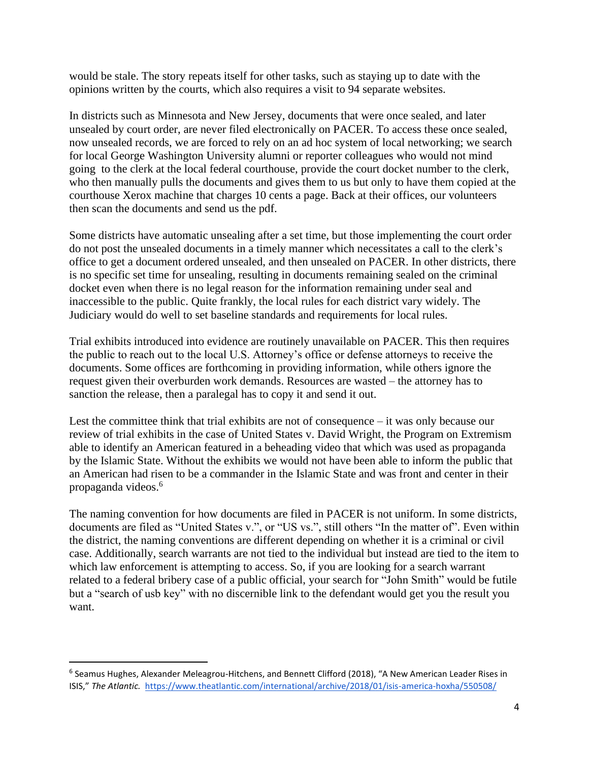would be stale. The story repeats itself for other tasks, such as staying up to date with the opinions written by the courts, which also requires a visit to 94 separate websites.

In districts such as Minnesota and New Jersey, documents that were once sealed, and later unsealed by court order, are never filed electronically on PACER. To access these once sealed, now unsealed records, we are forced to rely on an ad hoc system of local networking; we search for local George Washington University alumni or reporter colleagues who would not mind going to the clerk at the local federal courthouse, provide the court docket number to the clerk, who then manually pulls the documents and gives them to us but only to have them copied at the courthouse Xerox machine that charges 10 cents a page. Back at their offices, our volunteers then scan the documents and send us the pdf.

Some districts have automatic unsealing after a set time, but those implementing the court order do not post the unsealed documents in a timely manner which necessitates a call to the clerk's office to get a document ordered unsealed, and then unsealed on PACER. In other districts, there is no specific set time for unsealing, resulting in documents remaining sealed on the criminal docket even when there is no legal reason for the information remaining under seal and inaccessible to the public. Quite frankly, the local rules for each district vary widely. The Judiciary would do well to set baseline standards and requirements for local rules.

Trial exhibits introduced into evidence are routinely unavailable on PACER. This then requires the public to reach out to the local U.S. Attorney's office or defense attorneys to receive the documents. Some offices are forthcoming in providing information, while others ignore the request given their overburden work demands. Resources are wasted – the attorney has to sanction the release, then a paralegal has to copy it and send it out.

Lest the committee think that trial exhibits are not of consequence – it was only because our review of trial exhibits in the case of United States v. David Wright, the Program on Extremism able to identify an American featured in a beheading video that which was used as propaganda by the Islamic State. Without the exhibits we would not have been able to inform the public that an American had risen to be a commander in the Islamic State and was front and center in their propaganda videos.[6]

The naming convention for how documents are filed in PACER is not uniform. In some districts, documents are filed as "United States v.", or "US vs.", still others "In the matter of". Even within the district, the naming conventions are different depending on whether it is a criminal or civil case. Additionally, search warrants are not tied to the individual but instead are tied to the item to which law enforcement is attempting to access. So, if you are looking for a search warrant related to a federal bribery case of a public official, your search for "John Smith" would be futile but a "search of usb key" with no discernible link to the defendant would get you the result you want.

---

[6] Seamus Hughes, Alexander Meleagrou-Hitchens, and Bennett Clifford (2018), "A New American Leader Rises in ISIS," *The Atlantic.* https://www.theatlantic.com/international/archive/2018/01/isis-america-hoxha/550508/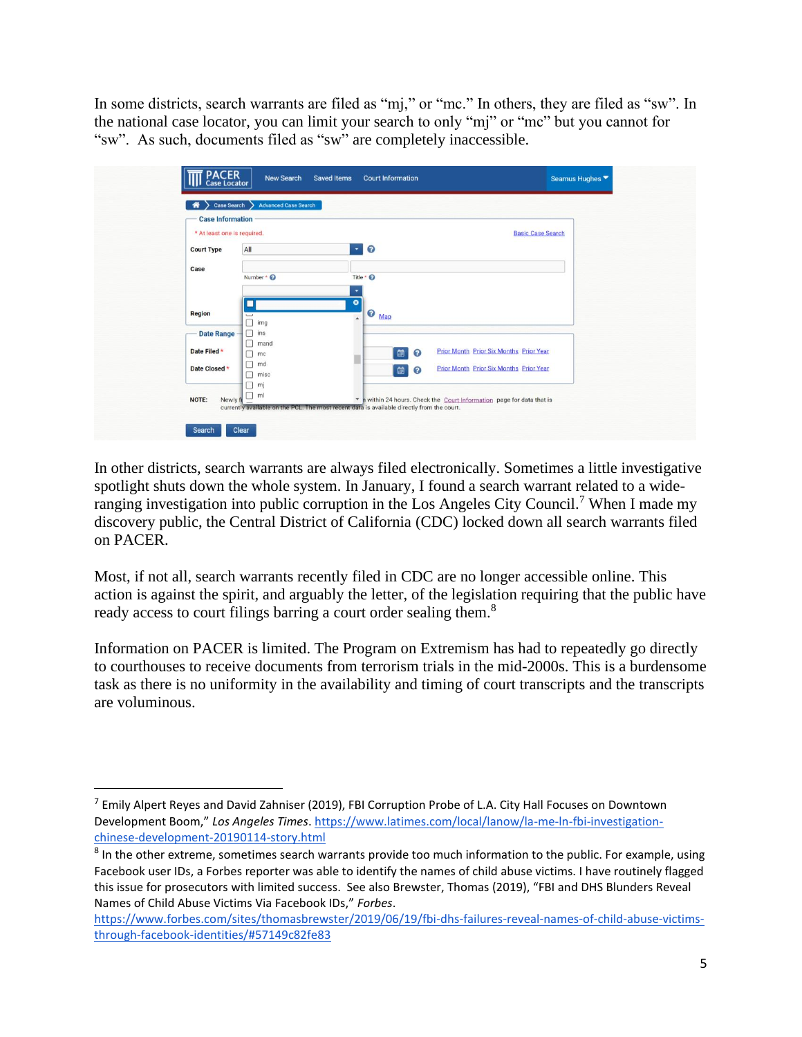In some districts, search warrants are filed as "mj," or "mc." In others, they are filed as "sw". In the national case locator, you can limit your search to only "mj" or "mc" but you cannot for "sw". As such, documents filed as "sw" are completely inaccessible.

In other districts, search warrants are always filed electronically. Sometimes a little investigative spotlight shuts down the whole system. In January, I found a search warrant related to a wide-ranging investigation into public corruption in the Los Angeles City Council.[7] When I made my discovery public, the Central District of California (CDC) locked down all search warrants filed on PACER.

Most, if not all, search warrants recently filed in CDC are no longer accessible online. This action is against the spirit, and arguably the letter, of the legislation requiring that the public have ready access to court filings barring a court order sealing them.[8]

Information on PACER is limited. The Program on Extremism has had to repeatedly go directly to courthouses to receive documents from terrorism trials in the mid-2000s. This is a burdensome task as there is no uniformity in the availability and timing of court transcripts and the transcripts are voluminous.

---

[7] Emily Alpert Reyes and David Zahniser (2019), FBI Corruption Probe of L.A. City Hall Focuses on Downtown Development Boom," *Los Angeles Times*. https://www.latimes.com/local/lanow/la-me-ln-fbi-investigation-chinese-development-20190114-story.html

[8] In the other extreme, sometimes search warrants provide too much information to the public. For example, using Facebook user IDs, a Forbes reporter was able to identify the names of child abuse victims. I have routinely flagged this issue for prosecutors with limited success. See also Brewster, Thomas (2019), "FBI and DHS Blunders Reveal Names of Child Abuse Victims Via Facebook IDs," *Forbes*. https://www.forbes.com/sites/thomasbrewster/2019/06/19/fbi-dhs-failures-reveal-names-of-child-abuse-victims-through-facebook-identities/#57149c82fe83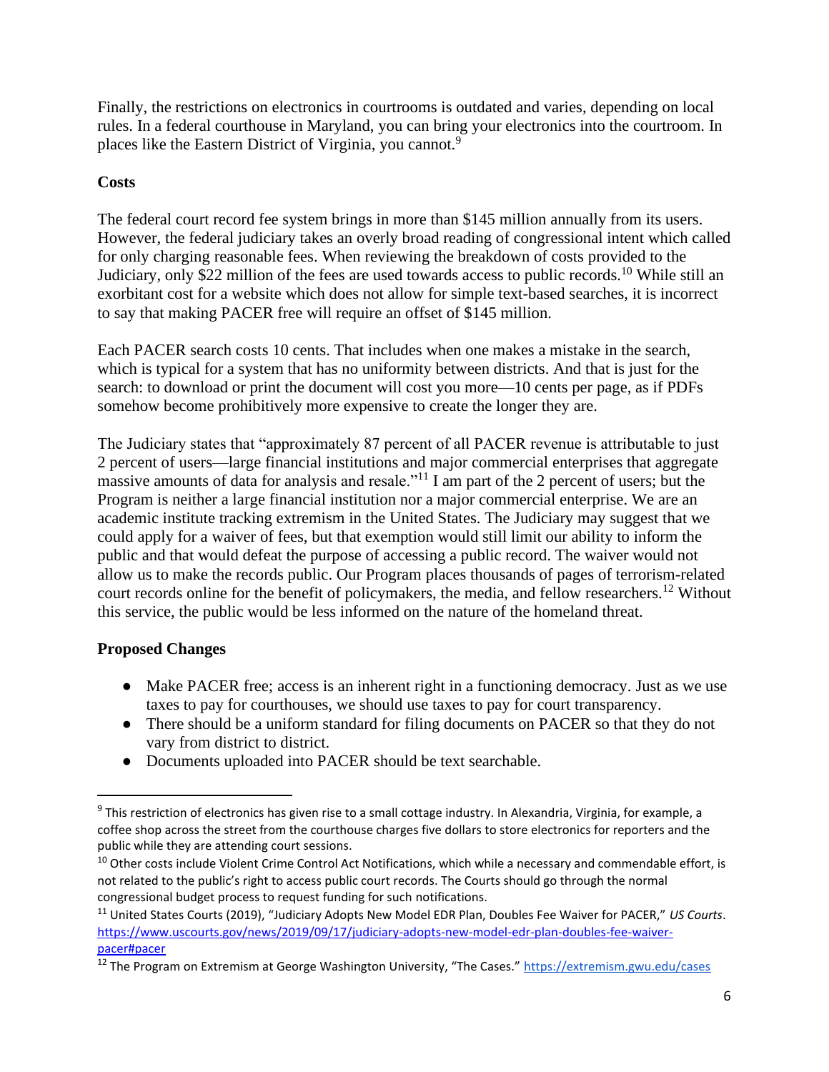Finally, the restrictions on electronics in courtrooms is outdated and varies, depending on local rules. In a federal courthouse in Maryland, you can bring your electronics into the courtroom. In places like the Eastern District of Virginia, you cannot.[9]

**Costs**

The federal court record fee system brings in more than $145 million annually from its users. However, the federal judiciary takes an overly broad reading of congressional intent which called for only charging reasonable fees. When reviewing the breakdown of costs provided to the Judiciary, only $22 million of the fees are used towards access to public records.[10] While still an exorbitant cost for a website which does not allow for simple text-based searches, it is incorrect to say that making PACER free will require an offset of $145 million.

Each PACER search costs 10 cents. That includes when one makes a mistake in the search, which is typical for a system that has no uniformity between districts. And that is just for the search: to download or print the document will cost you more—10 cents per page, as if PDFs somehow become prohibitively more expensive to create the longer they are.

The Judiciary states that "approximately 87 percent of all PACER revenue is attributable to just 2 percent of users—large financial institutions and major commercial enterprises that aggregate massive amounts of data for analysis and resale."[11] I am part of the 2 percent of users; but the Program is neither a large financial institution nor a major commercial enterprise. We are an academic institute tracking extremism in the United States. The Judiciary may suggest that we could apply for a waiver of fees, but that exemption would still limit our ability to inform the public and that would defeat the purpose of accessing a public record. The waiver would not allow us to make the records public. Our Program places thousands of pages of terrorism-related court records online for the benefit of policymakers, the media, and fellow researchers.[12] Without this service, the public would be less informed on the nature of the homeland threat.

**Proposed Changes**

- Make PACER free; access is an inherent right in a functioning democracy. Just as we use taxes to pay for courthouses, we should use taxes to pay for court transparency.
- There should be a uniform standard for filing documents on PACER so that they do not vary from district to district.
- Documents uploaded into PACER should be text searchable.

---

[9] This restriction of electronics has given rise to a small cottage industry. In Alexandria, Virginia, for example, a coffee shop across the street from the courthouse charges five dollars to store electronics for reporters and the public while they are attending court sessions.

[10] Other costs include Violent Crime Control Act Notifications, which while a necessary and commendable effort, is not related to the public's right to access public court records. The Courts should go through the normal congressional budget process to request funding for such notifications.

[11] United States Courts (2019), "Judiciary Adopts New Model EDR Plan, Doubles Fee Waiver for PACER," *US Courts*. https://www.uscourts.gov/news/2019/09/17/judiciary-adopts-new-model-edr-plan-doubles-fee-waiver-pacer#pacer

[12] The Program on Extremism at George Washington University, "The Cases." https://extremism.gwu.edu/cases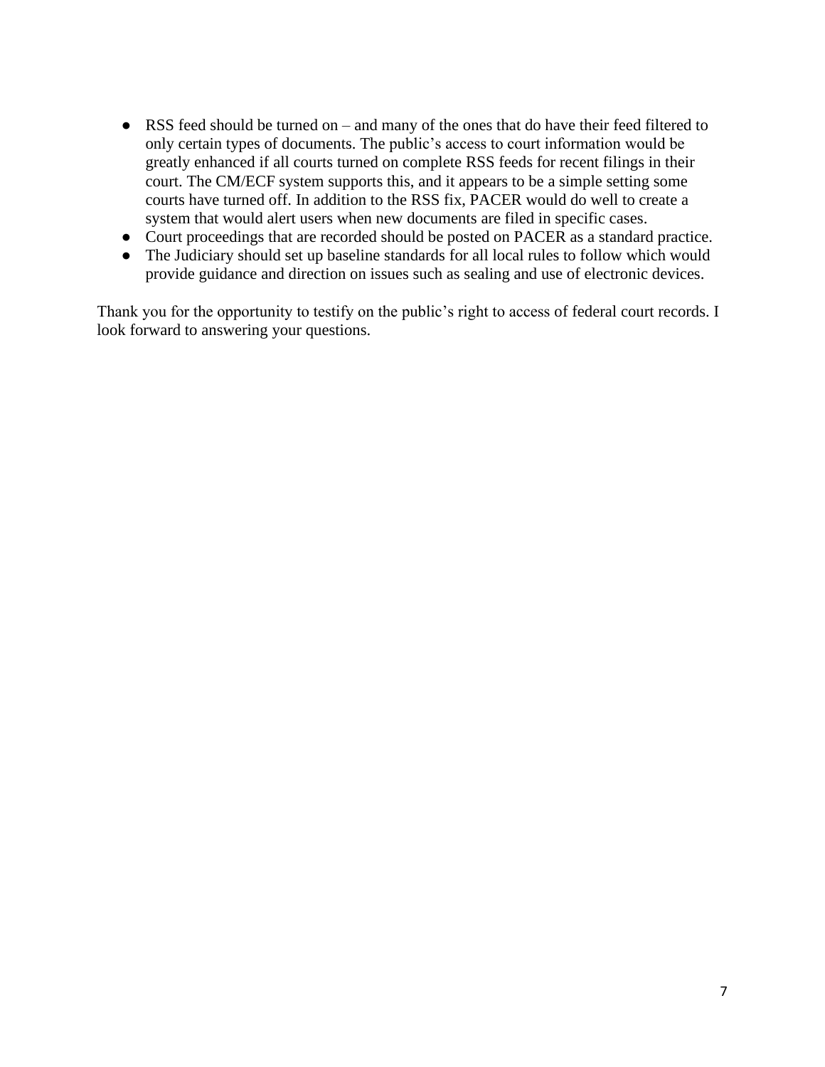- RSS feed should be turned on – and many of the ones that do have their feed filtered to only certain types of documents. The public's access to court information would be greatly enhanced if all courts turned on complete RSS feeds for recent filings in their court. The CM/ECF system supports this, and it appears to be a simple setting some courts have turned off. In addition to the RSS fix, PACER would do well to create a system that would alert users when new documents are filed in specific cases.
- Court proceedings that are recorded should be posted on PACER as a standard practice.
- The Judiciary should set up baseline standards for all local rules to follow which would provide guidance and direction on issues such as sealing and use of electronic devices.

Thank you for the opportunity to testify on the public's right to access of federal court records. I look forward to answering your questions.